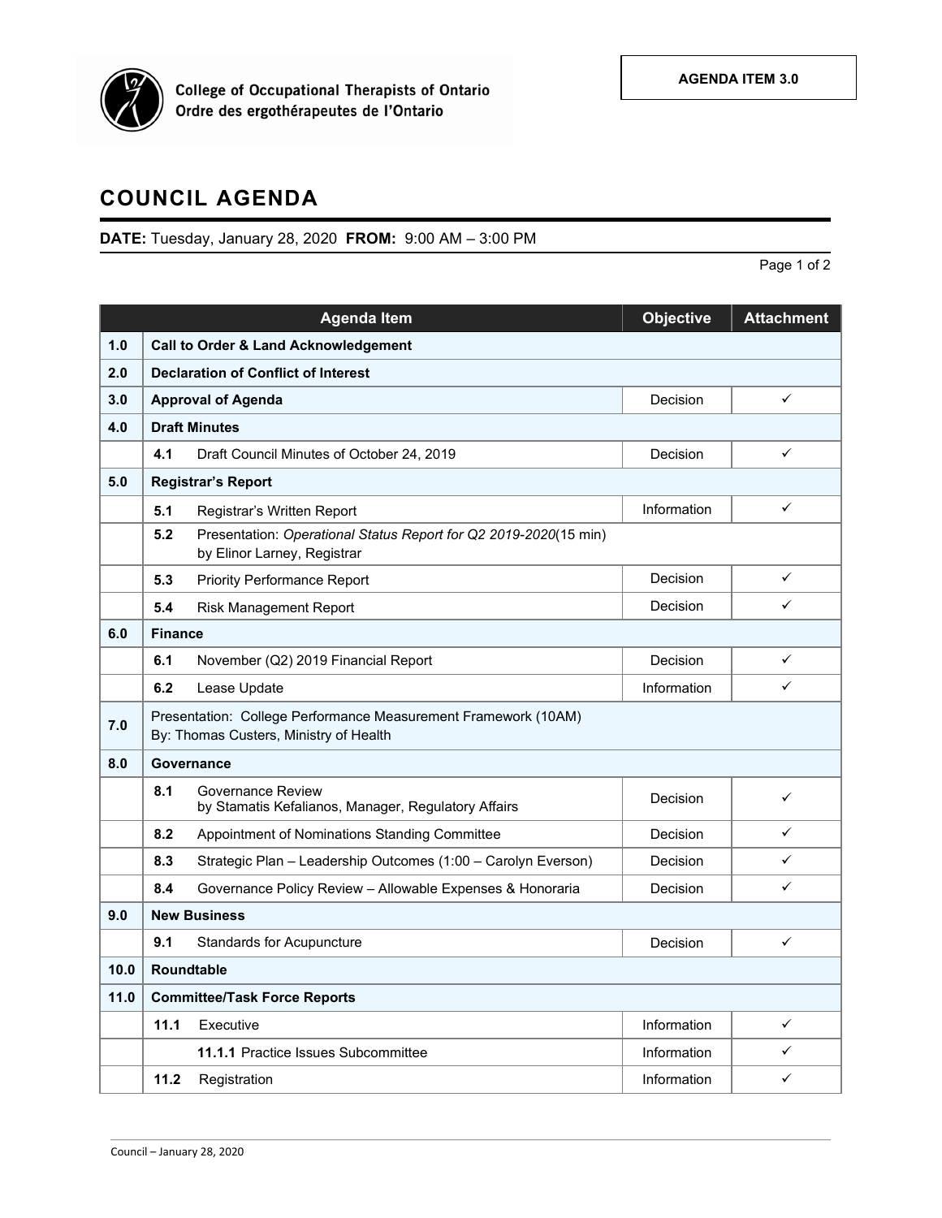College of Occupational Therapists of Ontario
Ordre des ergothérapeutes de l'Ontario

**AGENDA ITEM 3.0**

# COUNCIL AGENDA

**DATE:** Tuesday, January 28, 2020 **FROM:** 9:00 AM – 3:00 PM

| | Agenda Item | Objective | Attachment |
|---|---|---|---|
| **1.0** | **Call to Order & Land Acknowledgement** | | |
| **2.0** | **Declaration of Conflict of Interest** | | |
| **3.0** | **Approval of Agenda** | Decision | ✓ |
| **4.0** | **Draft Minutes** | | |
| | **4.1** Draft Council Minutes of October 24, 2019 | Decision | ✓ |
| **5.0** | **Registrar's Report** | | |
| | **5.1** Registrar's Written Report | Information | ✓ |
| | **5.2** Presentation: *Operational Status Report for Q2 2019-2020*(15 min) by Elinor Larney, Registrar | | |
| | **5.3** Priority Performance Report | Decision | ✓ |
| | **5.4** Risk Management Report | Decision | ✓ |
| **6.0** | **Finance** | | |
| | **6.1** November (Q2) 2019 Financial Report | Decision | ✓ |
| | **6.2** Lease Update | Information | ✓ |
| **7.0** | Presentation: College Performance Measurement Framework (10AM) By: Thomas Custers, Ministry of Health | | |
| **8.0** | **Governance** | | |
| | **8.1** Governance Review by Stamatis Kefalianos, Manager, Regulatory Affairs | Decision | ✓ |
| | **8.2** Appointment of Nominations Standing Committee | Decision | ✓ |
| | **8.3** Strategic Plan – Leadership Outcomes (1:00 – Carolyn Everson) | Decision | ✓ |
| | **8.4** Governance Policy Review – Allowable Expenses & Honoraria | Decision | ✓ |
| **9.0** | **New Business** | | |
| | **9.1** Standards for Acupuncture | Decision | ✓ |
| **10.0** | **Roundtable** | | |
| **11.0** | **Committee/Task Force Reports** | | |
| | **11.1** Executive | Information | ✓ |
| | **11.1.1** Practice Issues Subcommittee | Information | ✓ |
| | **11.2** Registration | Information | ✓ |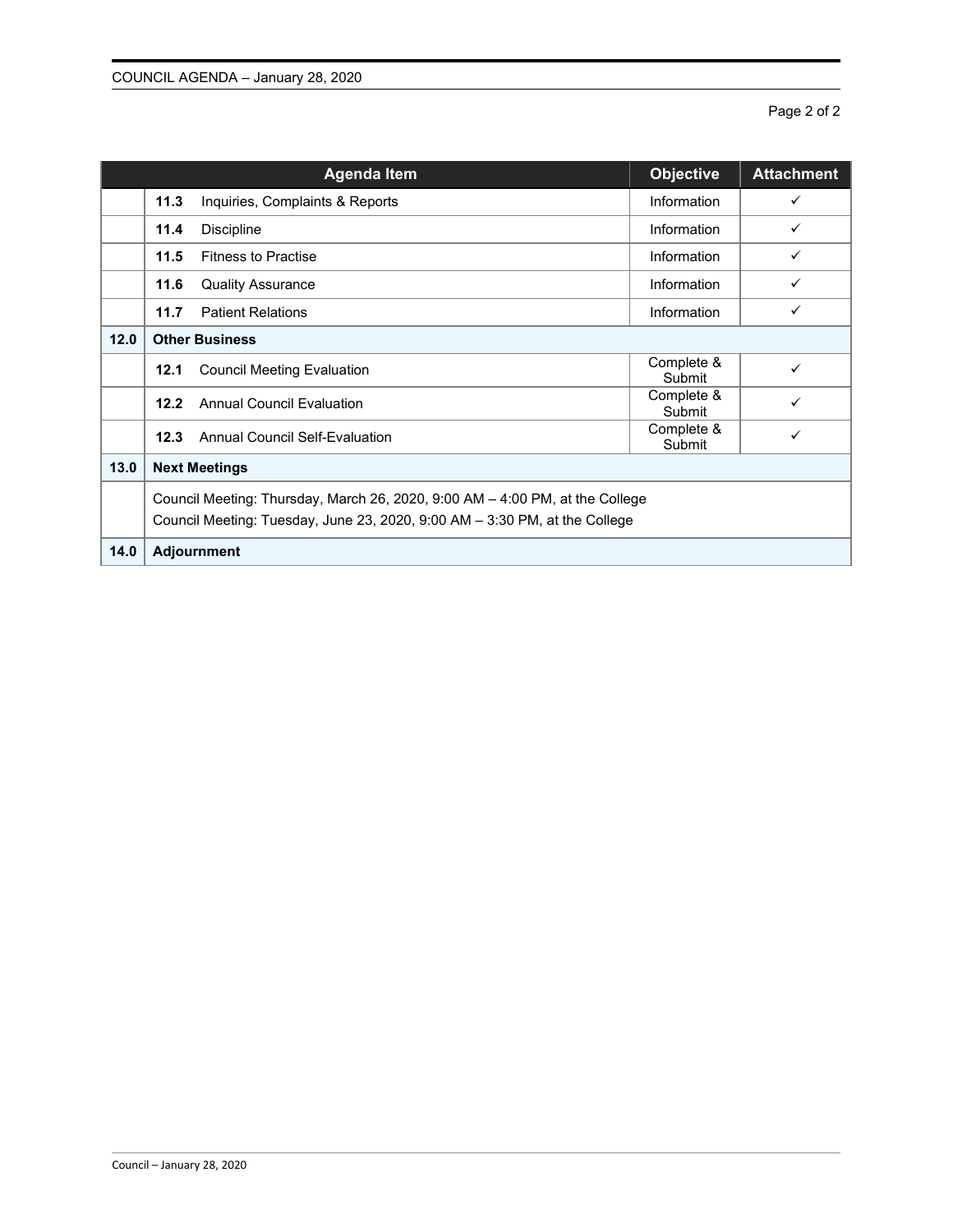| | Agenda Item | Objective | Attachment |
|---|---|---|---|
| | **11.3** Inquiries, Complaints & Reports | Information | ✓ |
| | **11.4** Discipline | Information | ✓ |
| | **11.5** Fitness to Practise | Information | ✓ |
| | **11.6** Quality Assurance | Information | ✓ |
| | **11.7** Patient Relations | Information | ✓ |
| **12.0** | **Other Business** | | |
| | **12.1** Council Meeting Evaluation | Complete & Submit | ✓ |
| | **12.2** Annual Council Evaluation | Complete & Submit | ✓ |
| | **12.3** Annual Council Self-Evaluation | Complete & Submit | ✓ |
| **13.0** | **Next Meetings** | | |
| | Council Meeting: Thursday, March 26, 2020, 9:00 AM – 4:00 PM, at the College<br>Council Meeting: Tuesday, June 23, 2020, 9:00 AM – 3:30 PM, at the College | | |
| **14.0** | **Adjournment** | | |